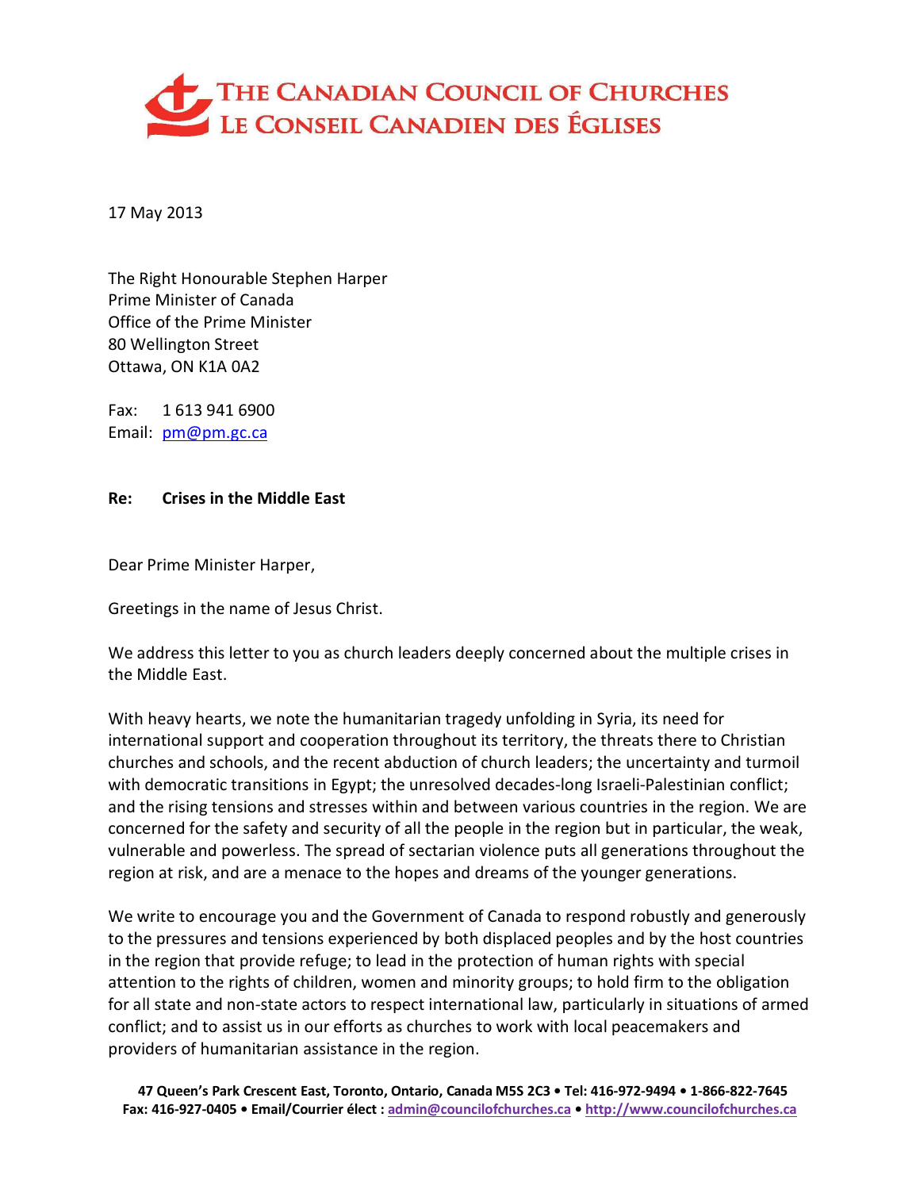# THE CANADIAN COUNCIL OF CHURCHES
# LE CONSEIL CANADIEN DES ÉGLISES

17 May 2013

The Right Honourable Stephen Harper
Prime Minister of Canada
Office of the Prime Minister
80 Wellington Street
Ottawa, ON K1A 0A2

Fax: 1 613 941 6900
Email: pm@pm.gc.ca

**Re: Crises in the Middle East**

Dear Prime Minister Harper,

Greetings in the name of Jesus Christ.

We address this letter to you as church leaders deeply concerned about the multiple crises in the Middle East.

With heavy hearts, we note the humanitarian tragedy unfolding in Syria, its need for international support and cooperation throughout its territory, the threats there to Christian churches and schools, and the recent abduction of church leaders; the uncertainty and turmoil with democratic transitions in Egypt; the unresolved decades-long Israeli-Palestinian conflict; and the rising tensions and stresses within and between various countries in the region. We are concerned for the safety and security of all the people in the region but in particular, the weak, vulnerable and powerless. The spread of sectarian violence puts all generations throughout the region at risk, and are a menace to the hopes and dreams of the younger generations.

We write to encourage you and the Government of Canada to respond robustly and generously to the pressures and tensions experienced by both displaced peoples and by the host countries in the region that provide refuge; to lead in the protection of human rights with special attention to the rights of children, women and minority groups; to hold firm to the obligation for all state and non-state actors to respect international law, particularly in situations of armed conflict; and to assist us in our efforts as churches to work with local peacemakers and providers of humanitarian assistance in the region.

**47 Queen's Park Crescent East, Toronto, Ontario, Canada M5S 2C3 • Tel: 416-972-9494 • 1-866-822-7645**
**Fax: 416-927-0405 • Email/Courrier élect : admin@councilofchurches.ca • http://www.councilofchurches.ca**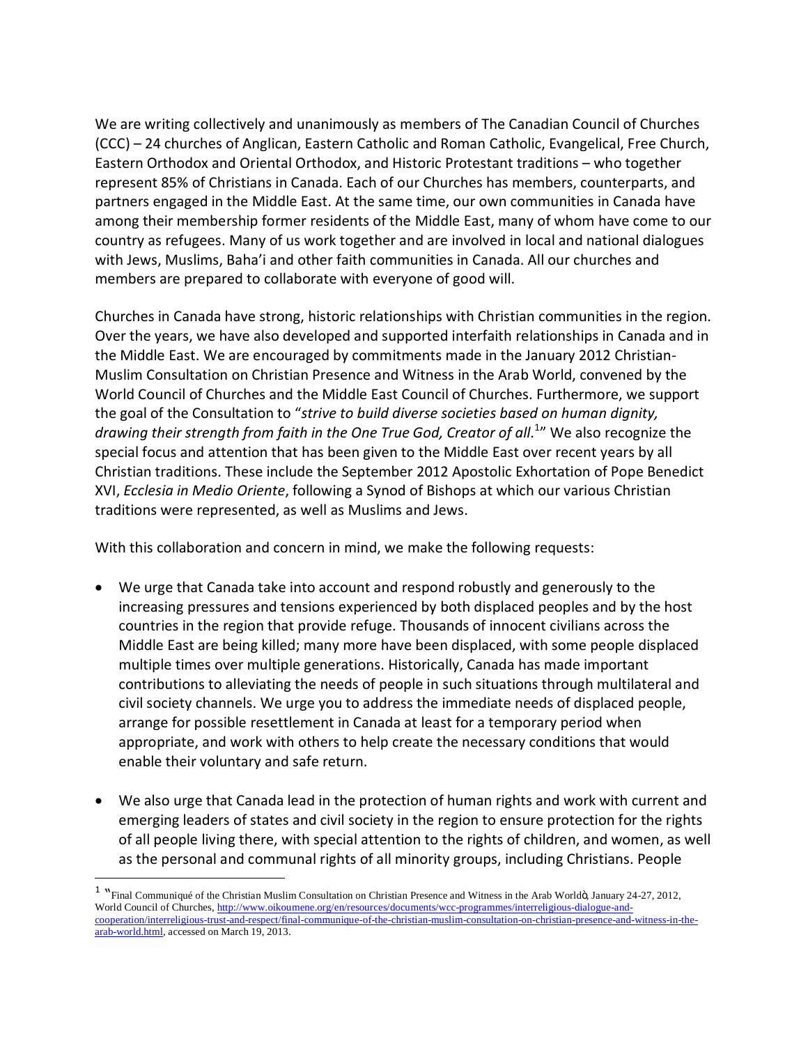We are writing collectively and unanimously as members of The Canadian Council of Churches (CCC) – 24 churches of Anglican, Eastern Catholic and Roman Catholic, Evangelical, Free Church, Eastern Orthodox and Oriental Orthodox, and Historic Protestant traditions – who together represent 85% of Christians in Canada. Each of our Churches has members, counterparts, and partners engaged in the Middle East. At the same time, our own communities in Canada have among their membership former residents of the Middle East, many of whom have come to our country as refugees. Many of us work together and are involved in local and national dialogues with Jews, Muslims, Baha'i and other faith communities in Canada. All our churches and members are prepared to collaborate with everyone of good will.

Churches in Canada have strong, historic relationships with Christian communities in the region. Over the years, we have also developed and supported interfaith relationships in Canada and in the Middle East. We are encouraged by commitments made in the January 2012 Christian-Muslim Consultation on Christian Presence and Witness in the Arab World, convened by the World Council of Churches and the Middle East Council of Churches. Furthermore, we support the goal of the Consultation to "*strive to build diverse societies based on human dignity, drawing their strength from faith in the One True God, Creator of all*.[1]" We also recognize the special focus and attention that has been given to the Middle East over recent years by all Christian traditions. These include the September 2012 Apostolic Exhortation of Pope Benedict XVI, *Ecclesia in Medio Oriente*, following a Synod of Bishops at which our various Christian traditions were represented, as well as Muslims and Jews.

With this collaboration and concern in mind, we make the following requests:

- We urge that Canada take into account and respond robustly and generously to the increasing pressures and tensions experienced by both displaced peoples and by the host countries in the region that provide refuge. Thousands of innocent civilians across the Middle East are being killed; many more have been displaced, with some people displaced multiple times over multiple generations. Historically, Canada has made important contributions to alleviating the needs of people in such situations through multilateral and civil society channels. We urge you to address the immediate needs of displaced people, arrange for possible resettlement in Canada at least for a temporary period when appropriate, and work with others to help create the necessary conditions that would enable their voluntary and safe return.

- We also urge that Canada lead in the protection of human rights and work with current and emerging leaders of states and civil society in the region to ensure protection for the rights of all people living there, with special attention to the rights of children, and women, as well as the personal and communal rights of all minority groups, including Christians. People

---

[1] "Final Communiqué of the Christian Muslim Consultation on Christian Presence and Witness in the Arab World", January 24-27, 2012, World Council of Churches, http://www.oikoumene.org/en/resources/documents/wcc-programmes/interreligious-dialogue-and-cooperation/interreligious-trust-and-respect/final-communique-of-the-christian-muslim-consultation-on-christian-presence-and-witness-in-the-arab-world.html, accessed on March 19, 2013.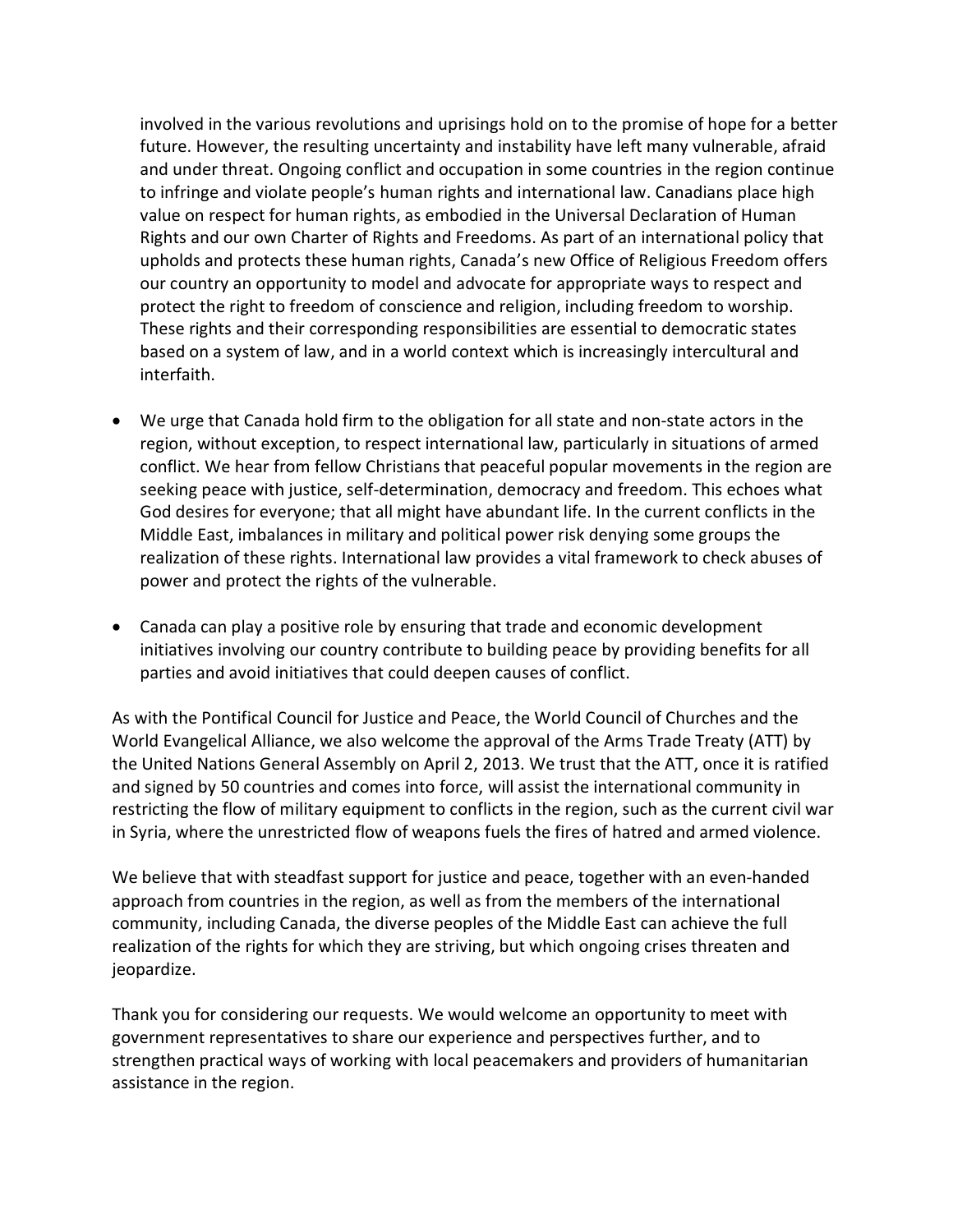involved in the various revolutions and uprisings hold on to the promise of hope for a better future. However, the resulting uncertainty and instability have left many vulnerable, afraid and under threat. Ongoing conflict and occupation in some countries in the region continue to infringe and violate people's human rights and international law. Canadians place high value on respect for human rights, as embodied in the Universal Declaration of Human Rights and our own Charter of Rights and Freedoms. As part of an international policy that upholds and protects these human rights, Canada's new Office of Religious Freedom offers our country an opportunity to model and advocate for appropriate ways to respect and protect the right to freedom of conscience and religion, including freedom to worship. These rights and their corresponding responsibilities are essential to democratic states based on a system of law, and in a world context which is increasingly intercultural and interfaith.

- We urge that Canada hold firm to the obligation for all state and non-state actors in the region, without exception, to respect international law, particularly in situations of armed conflict. We hear from fellow Christians that peaceful popular movements in the region are seeking peace with justice, self-determination, democracy and freedom. This echoes what God desires for everyone; that all might have abundant life. In the current conflicts in the Middle East, imbalances in military and political power risk denying some groups the realization of these rights. International law provides a vital framework to check abuses of power and protect the rights of the vulnerable.

- Canada can play a positive role by ensuring that trade and economic development initiatives involving our country contribute to building peace by providing benefits for all parties and avoid initiatives that could deepen causes of conflict.

As with the Pontifical Council for Justice and Peace, the World Council of Churches and the World Evangelical Alliance, we also welcome the approval of the Arms Trade Treaty (ATT) by the United Nations General Assembly on April 2, 2013. We trust that the ATT, once it is ratified and signed by 50 countries and comes into force, will assist the international community in restricting the flow of military equipment to conflicts in the region, such as the current civil war in Syria, where the unrestricted flow of weapons fuels the fires of hatred and armed violence.

We believe that with steadfast support for justice and peace, together with an even-handed approach from countries in the region, as well as from the members of the international community, including Canada, the diverse peoples of the Middle East can achieve the full realization of the rights for which they are striving, but which ongoing crises threaten and jeopardize.

Thank you for considering our requests. We would welcome an opportunity to meet with government representatives to share our experience and perspectives further, and to strengthen practical ways of working with local peacemakers and providers of humanitarian assistance in the region.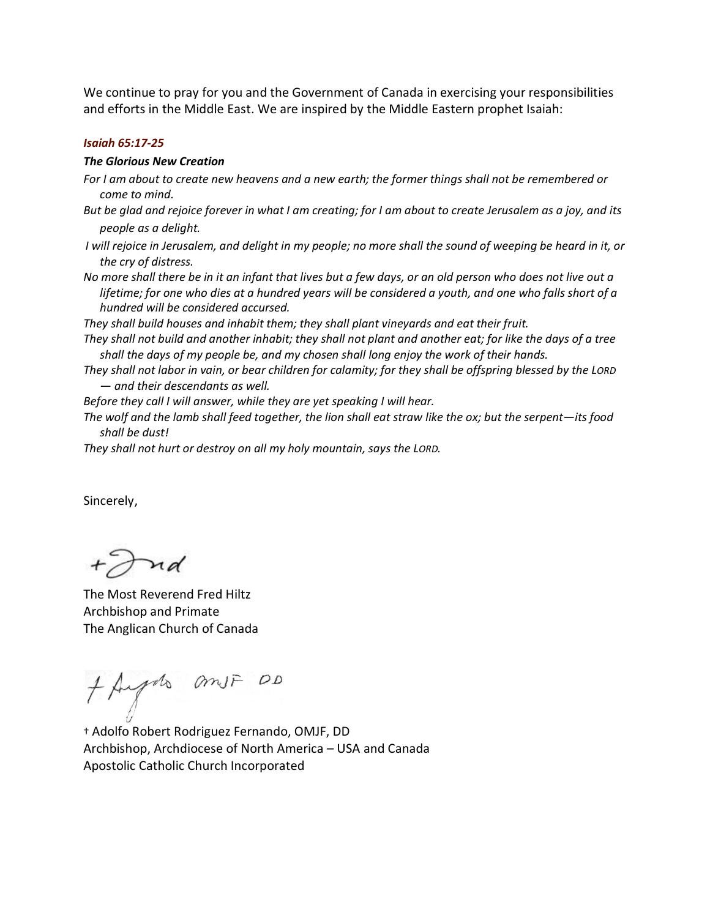We continue to pray for you and the Government of Canada in exercising your responsibilities and efforts in the Middle East. We are inspired by the Middle Eastern prophet Isaiah:

***Isaiah 65:17-25***

***The Glorious New Creation***

*For I am about to create new heavens and a new earth; the former things shall not be remembered or come to mind.*

*But be glad and rejoice forever in what I am creating; for I am about to create Jerusalem as a joy, and its people as a delight.*

*I will rejoice in Jerusalem, and delight in my people; no more shall the sound of weeping be heard in it, or the cry of distress.*

*No more shall there be in it an infant that lives but a few days, or an old person who does not live out a lifetime; for one who dies at a hundred years will be considered a youth, and one who falls short of a hundred will be considered accursed.*

*They shall build houses and inhabit them; they shall plant vineyards and eat their fruit.*

*They shall not build and another inhabit; they shall not plant and another eat; for like the days of a tree shall the days of my people be, and my chosen shall long enjoy the work of their hands.*

*They shall not labor in vain, or bear children for calamity; for they shall be offspring blessed by the LORD — and their descendants as well.*

*Before they call I will answer, while they are yet speaking I will hear.*

*The wolf and the lamb shall feed together, the lion shall eat straw like the ox; but the serpent—its food shall be dust!*

*They shall not hurt or destroy on all my holy mountain, says the LORD.*

Sincerely,

The Most Reverend Fred Hiltz
Archbishop and Primate
The Anglican Church of Canada

† Adolfo Robert Rodriguez Fernando, OMJF, DD
Archbishop, Archdiocese of North America – USA and Canada
Apostolic Catholic Church Incorporated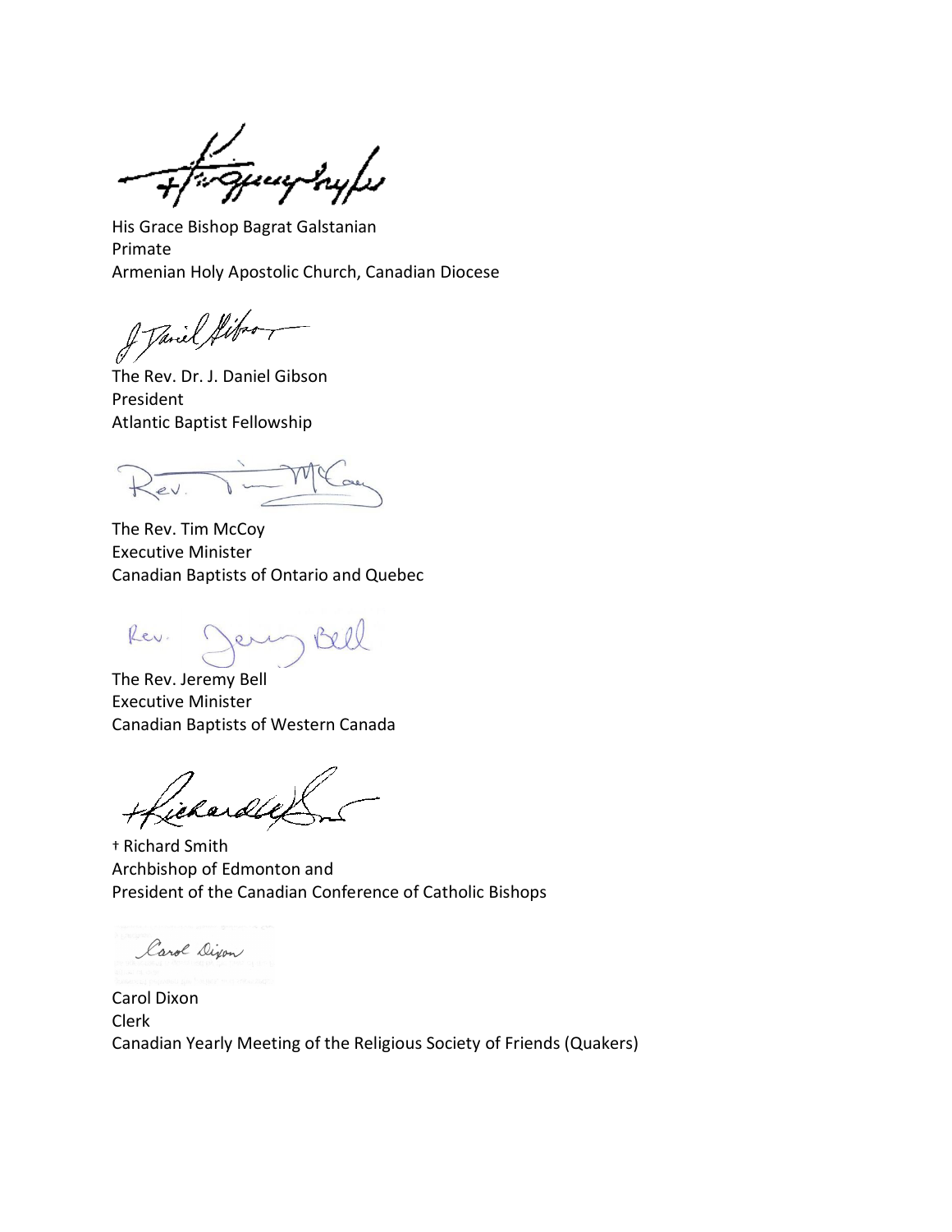His Grace Bishop Bagrat Galstanian
Primate
Armenian Holy Apostolic Church, Canadian Diocese

The Rev. Dr. J. Daniel Gibson
President
Atlantic Baptist Fellowship

The Rev. Tim McCoy
Executive Minister
Canadian Baptists of Ontario and Quebec

The Rev. Jeremy Bell
Executive Minister
Canadian Baptists of Western Canada

† Richard Smith
Archbishop of Edmonton and
President of the Canadian Conference of Catholic Bishops

Carol Dixon
Clerk
Canadian Yearly Meeting of the Religious Society of Friends (Quakers)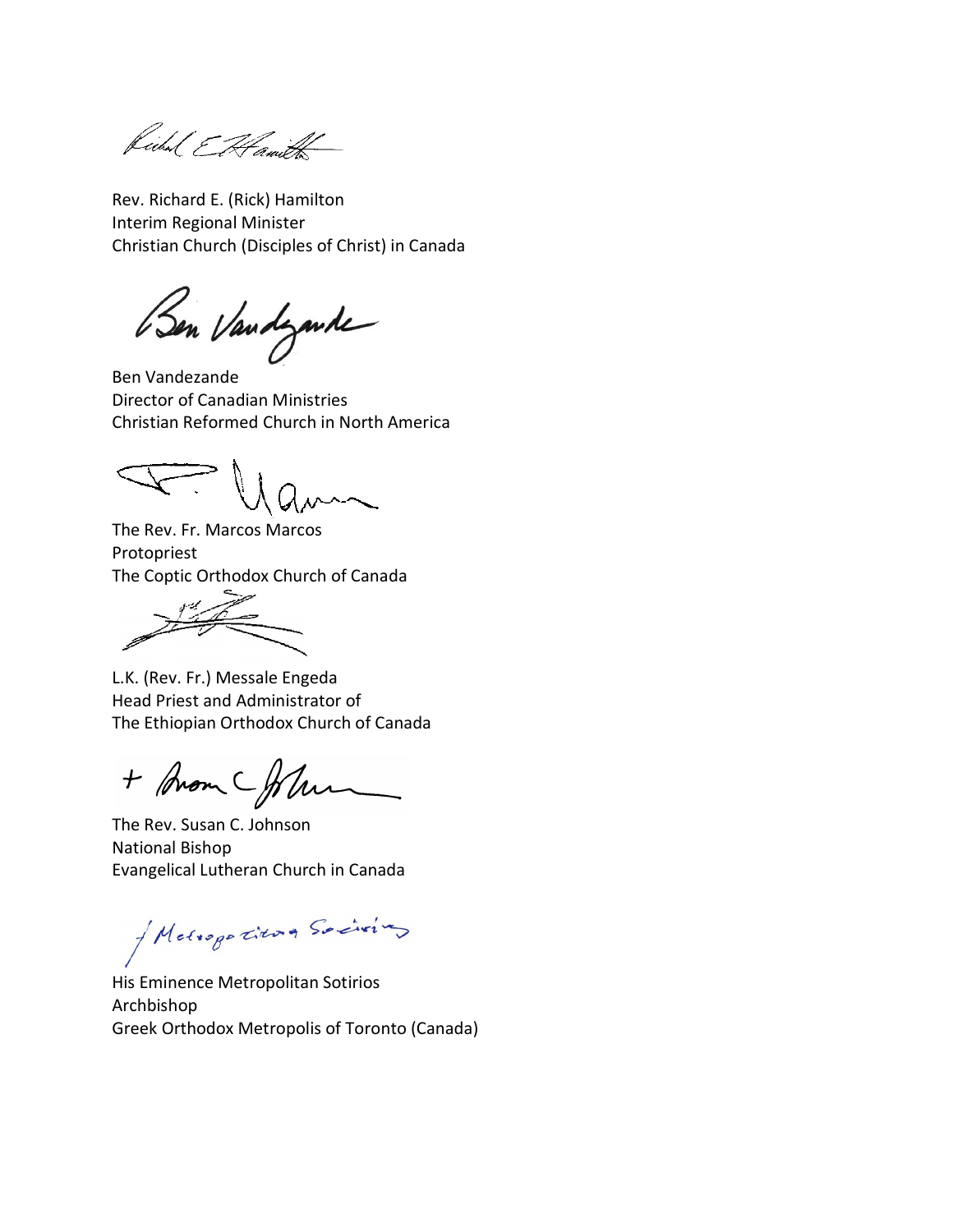Rev. Richard E. (Rick) Hamilton
Interim Regional Minister
Christian Church (Disciples of Christ) in Canada

Ben Vandezande
Director of Canadian Ministries
Christian Reformed Church in North America

The Rev. Fr. Marcos Marcos
Protopriest
The Coptic Orthodox Church of Canada

L.K. (Rev. Fr.) Messale Engeda
Head Priest and Administrator of
The Ethiopian Orthodox Church of Canada

The Rev. Susan C. Johnson
National Bishop
Evangelical Lutheran Church in Canada

His Eminence Metropolitan Sotirios
Archbishop
Greek Orthodox Metropolis of Toronto (Canada)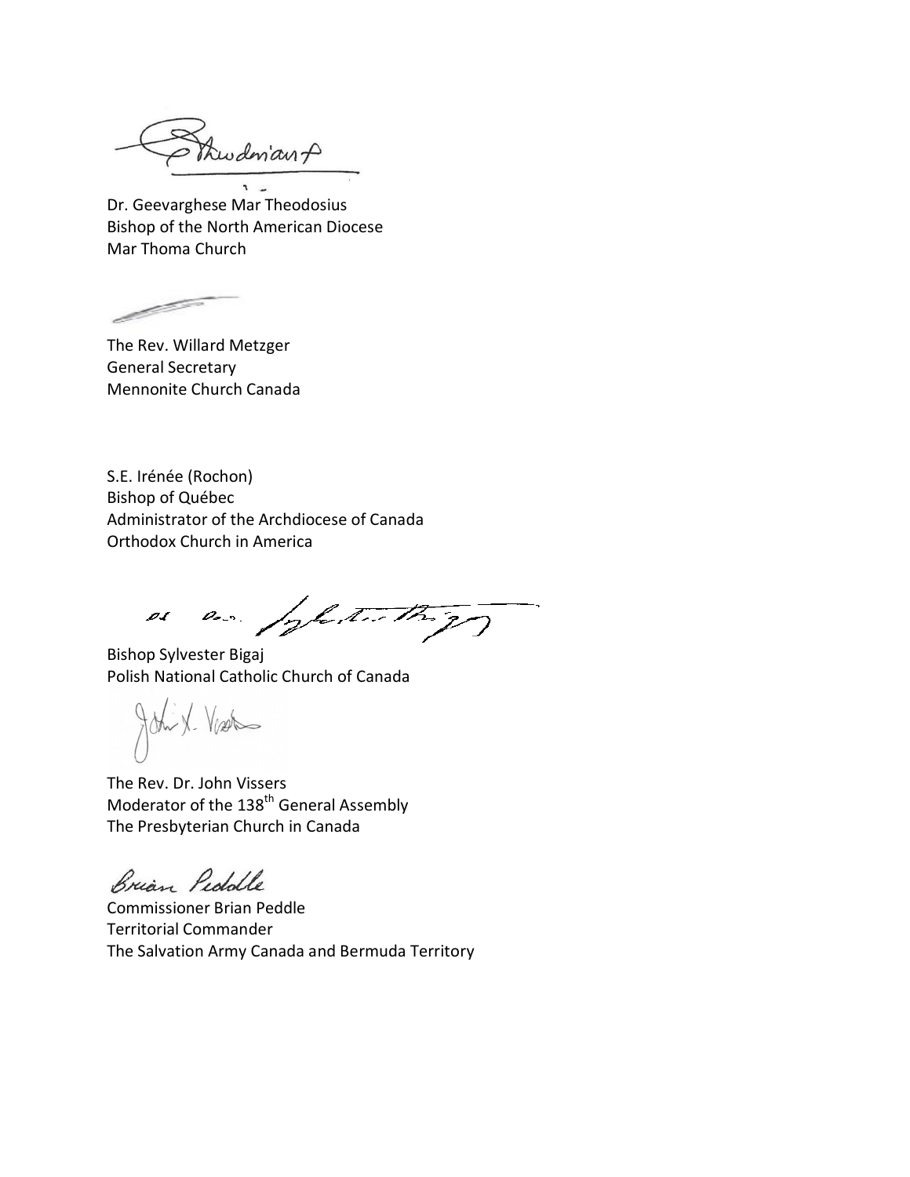Dr. Geevarghese Mar Theodosius
Bishop of the North American Diocese
Mar Thoma Church

The Rev. Willard Metzger
General Secretary
Mennonite Church Canada

S.E. Irénée (Rochon)
Bishop of Québec
Administrator of the Archdiocese of Canada
Orthodox Church in America

Bishop Sylvester Bigaj
Polish National Catholic Church of Canada

The Rev. Dr. John Vissers
Moderator of the 138th General Assembly
The Presbyterian Church in Canada

Commissioner Brian Peddle
Territorial Commander
The Salvation Army Canada and Bermuda Territory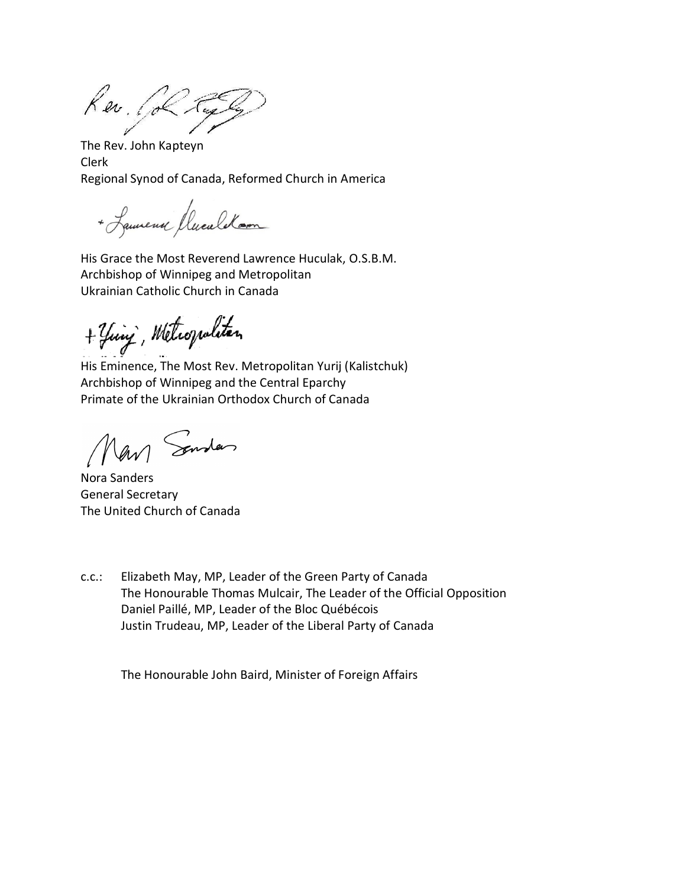The Rev. John Kapteyn
Clerk
Regional Synod of Canada, Reformed Church in America

His Grace the Most Reverend Lawrence Huculak, O.S.B.M.
Archbishop of Winnipeg and Metropolitan
Ukrainian Catholic Church in Canada

His Eminence, The Most Rev. Metropolitan Yurij (Kalistchuk)
Archbishop of Winnipeg and the Central Eparchy
Primate of the Ukrainian Orthodox Church of Canada

Nora Sanders
General Secretary
The United Church of Canada

c.c.: Elizabeth May, MP, Leader of the Green Party of Canada
The Honourable Thomas Mulcair, The Leader of the Official Opposition
Daniel Paillé, MP, Leader of the Bloc Québécois
Justin Trudeau, MP, Leader of the Liberal Party of Canada

The Honourable John Baird, Minister of Foreign Affairs